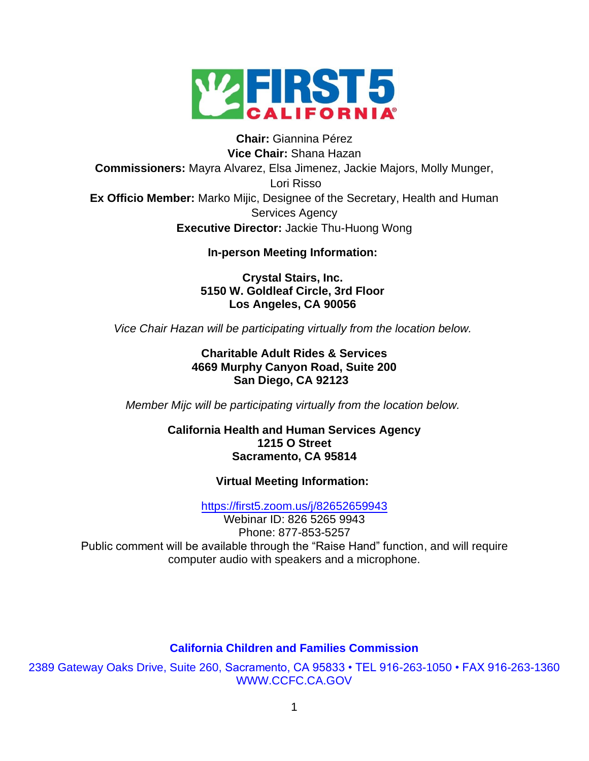**FIRST 5 CALIFORNIA**

**Chair:** Giannina Pérez
**Vice Chair:** Shana Hazan
**Commissioners:** Mayra Alvarez, Elsa Jimenez, Jackie Majors, Molly Munger, Lori Risso
**Ex Officio Member:** Marko Mijic, Designee of the Secretary, Health and Human Services Agency
**Executive Director:** Jackie Thu-Huong Wong

**In-person Meeting Information:**

**Crystal Stairs, Inc.**
**5150 W. Goldleaf Circle, 3rd Floor**
**Los Angeles, CA 90056**

*Vice Chair Hazan will be participating virtually from the location below.*

**Charitable Adult Rides & Services**
**4669 Murphy Canyon Road, Suite 200**
**San Diego, CA 92123**

*Member Mijc will be participating virtually from the location below.*

**California Health and Human Services Agency**
**1215 O Street**
**Sacramento, CA 95814**

**Virtual Meeting Information:**

https://first5.zoom.us/j/82652659943
Webinar ID: 826 5265 9943
Phone: 877-853-5257
Public comment will be available through the "Raise Hand" function, and will require computer audio with speakers and a microphone.

**California Children and Families Commission**

2389 Gateway Oaks Drive, Suite 260, Sacramento, CA 95833 • TEL 916-263-1050 • FAX 916-263-1360
WWW.CCFC.CA.GOV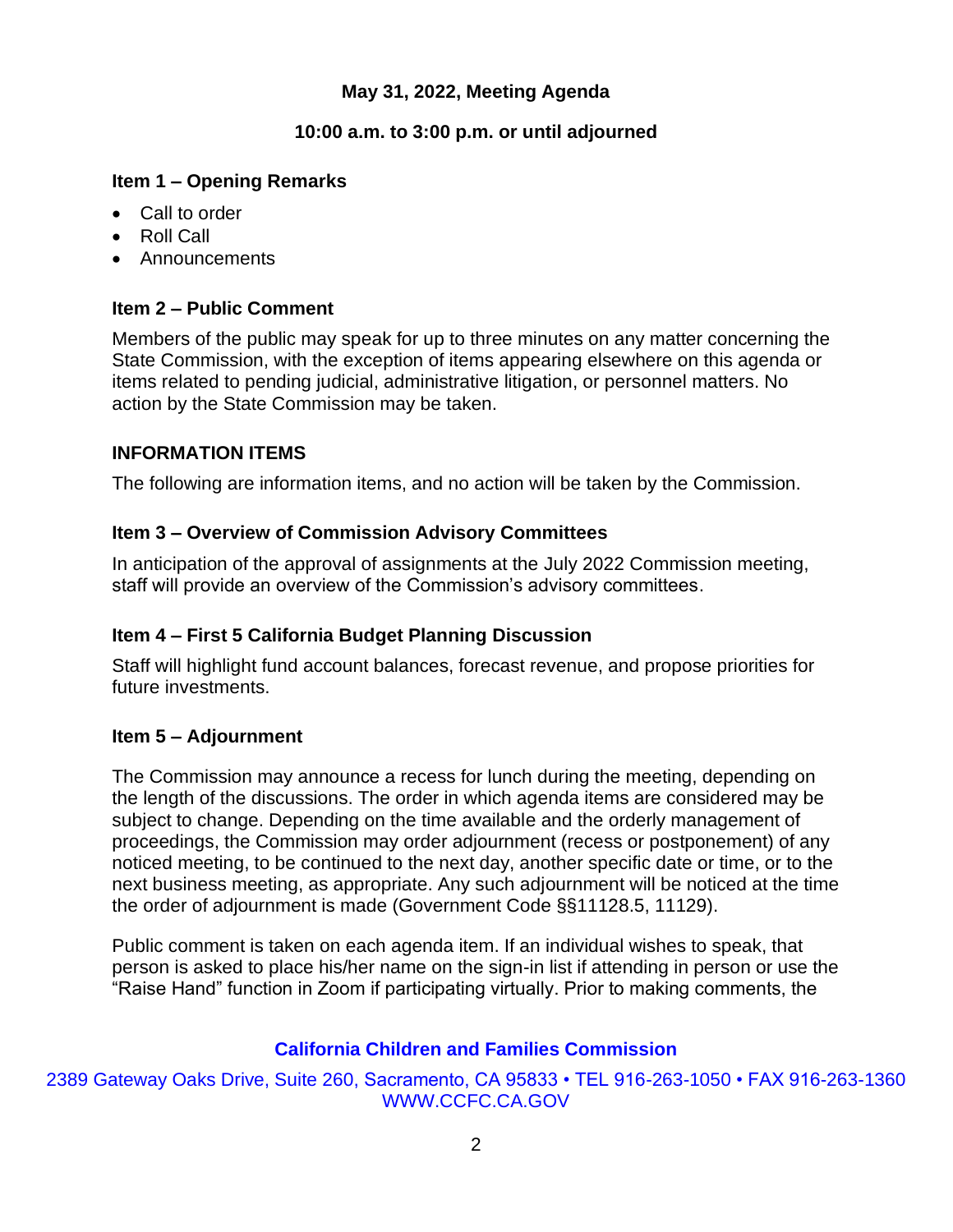**May 31, 2022, Meeting Agenda**

**10:00 a.m. to 3:00 p.m. or until adjourned**

### Item 1 – Opening Remarks

- Call to order
- Roll Call
- Announcements

### Item 2 – Public Comment

Members of the public may speak for up to three minutes on any matter concerning the State Commission, with the exception of items appearing elsewhere on this agenda or items related to pending judicial, administrative litigation, or personnel matters. No action by the State Commission may be taken.

### INFORMATION ITEMS

The following are information items, and no action will be taken by the Commission.

### Item 3 – Overview of Commission Advisory Committees

In anticipation of the approval of assignments at the July 2022 Commission meeting, staff will provide an overview of the Commission's advisory committees.

### Item 4 – First 5 California Budget Planning Discussion

Staff will highlight fund account balances, forecast revenue, and propose priorities for future investments.

### Item 5 – Adjournment

The Commission may announce a recess for lunch during the meeting, depending on the length of the discussions. The order in which agenda items are considered may be subject to change. Depending on the time available and the orderly management of proceedings, the Commission may order adjournment (recess or postponement) of any noticed meeting, to be continued to the next day, another specific date or time, or to the next business meeting, as appropriate. Any such adjournment will be noticed at the time the order of adjournment is made (Government Code §§11128.5, 11129).

Public comment is taken on each agenda item. If an individual wishes to speak, that person is asked to place his/her name on the sign-in list if attending in person or use the "Raise Hand" function in Zoom if participating virtually. Prior to making comments, the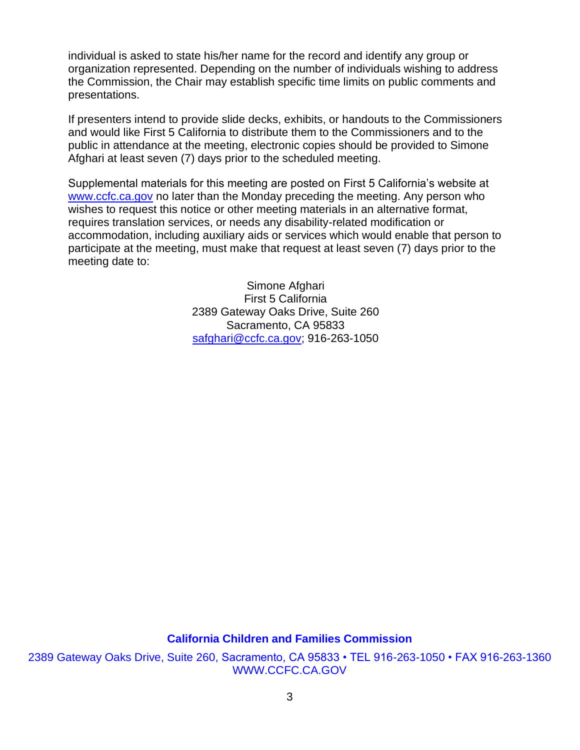individual is asked to state his/her name for the record and identify any group or organization represented. Depending on the number of individuals wishing to address the Commission, the Chair may establish specific time limits on public comments and presentations.

If presenters intend to provide slide decks, exhibits, or handouts to the Commissioners and would like First 5 California to distribute them to the Commissioners and to the public in attendance at the meeting, electronic copies should be provided to Simone Afghari at least seven (7) days prior to the scheduled meeting.

Supplemental materials for this meeting are posted on First 5 California's website at www.ccfc.ca.gov no later than the Monday preceding the meeting. Any person who wishes to request this notice or other meeting materials in an alternative format, requires translation services, or needs any disability-related modification or accommodation, including auxiliary aids or services which would enable that person to participate at the meeting, must make that request at least seven (7) days prior to the meeting date to:

Simone Afghari
First 5 California
2389 Gateway Oaks Drive, Suite 260
Sacramento, CA 95833
safghari@ccfc.ca.gov; 916-263-1050